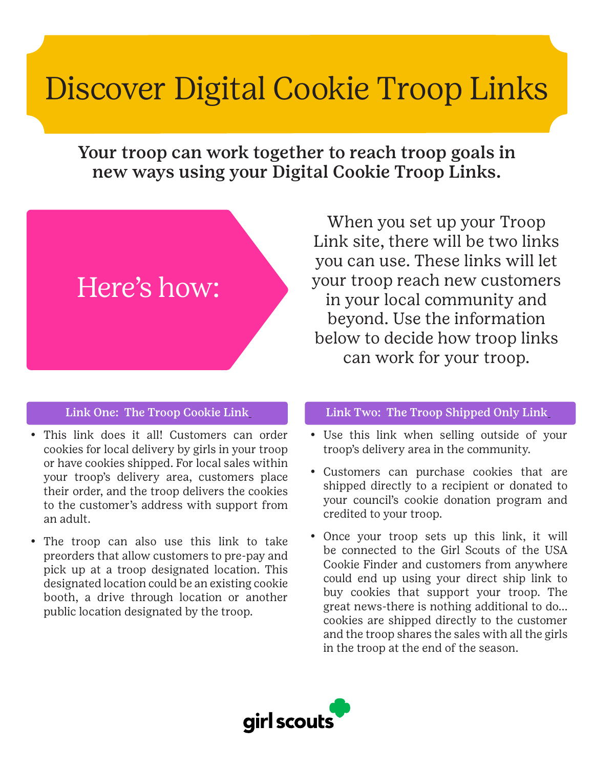# Discover Digital Cookie Troop Links

**Your troop can work together to reach troop goals in new ways using your Digital Cookie Troop Links.**

## Here's how:

When you set up your Troop Link site, there will be two links you can use. These links will let your troop reach new customers in your local community and beyond. Use the information below to decide how troop links can work for your troop.

### Link One: The Troop Cookie Link

- This link does it all! Customers can order cookies for local delivery by girls in your troop or have cookies shipped. For local sales within your troop's delivery area, customers place their order, and the troop delivers the cookies to the customer's address with support from an adult.
- The troop can also use this link to take preorders that allow customers to pre-pay and pick up at a troop designated location. This designated location could be an existing cookie booth, a drive through location or another public location designated by the troop.

### Link Two: The Troop Shipped Only Link

- Use this link when selling outside of your troop's delivery area in the community.
- Customers can purchase cookies that are shipped directly to a recipient or donated to your council's cookie donation program and credited to your troop.
- Once your troop sets up this link, it will be connected to the Girl Scouts of the USA Cookie Finder and customers from anywhere could end up using your direct ship link to buy cookies that support your troop. The great news-there is nothing additional to do... cookies are shipped directly to the customer and the troop shares the sales with all the girls in the troop at the end of the season.

girl scouts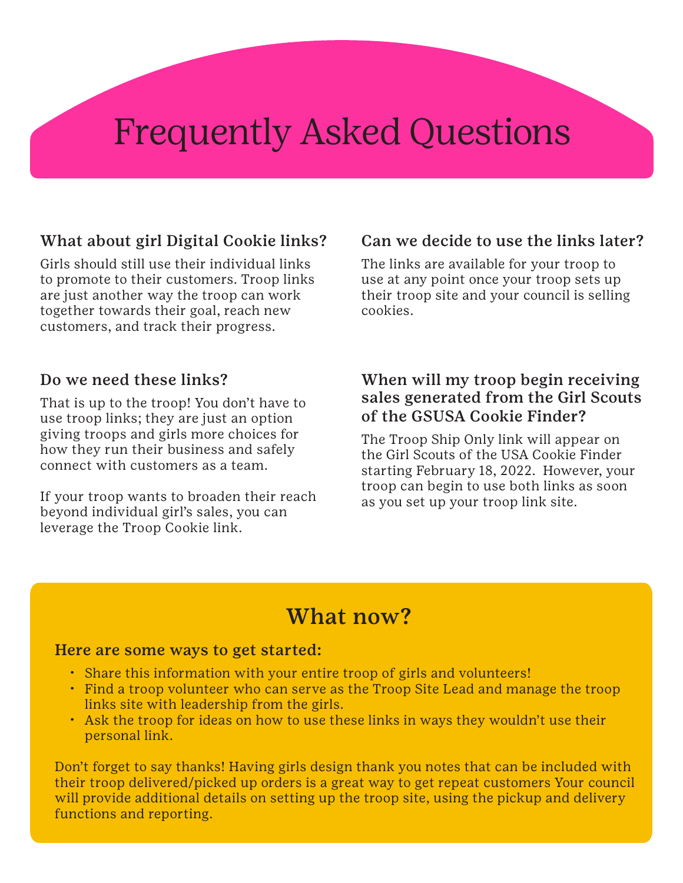# Frequently Asked Questions

### What about girl Digital Cookie links?

Girls should still use their individual links to promote to their customers. Troop links are just another way the troop can work together towards their goal, reach new customers, and track their progress.

### Do we need these links?

That is up to the troop! You don't have to use troop links; they are just an option giving troops and girls more choices for how they run their business and safely connect with customers as a team.

If your troop wants to broaden their reach beyond individual girl's sales, you can leverage the Troop Cookie link.

### Can we decide to use the links later?

The links are available for your troop to use at any point once your troop sets up their troop site and your council is selling cookies.

### When will my troop begin receiving sales generated from the Girl Scouts of the GSUSA Cookie Finder?

The Troop Ship Only link will appear on the Girl Scouts of the USA Cookie Finder starting February 18, 2022. However, your troop can begin to use both links as soon as you set up your troop link site.

## What now?

### Here are some ways to get started:

- Share this information with your entire troop of girls and volunteers!
- Find a troop volunteer who can serve as the Troop Site Lead and manage the troop links site with leadership from the girls.
- Ask the troop for ideas on how to use these links in ways they wouldn't use their personal link.

Don't forget to say thanks! Having girls design thank you notes that can be included with their troop delivered/picked up orders is a great way to get repeat customers Your council will provide additional details on setting up the troop site, using the pickup and delivery functions and reporting.